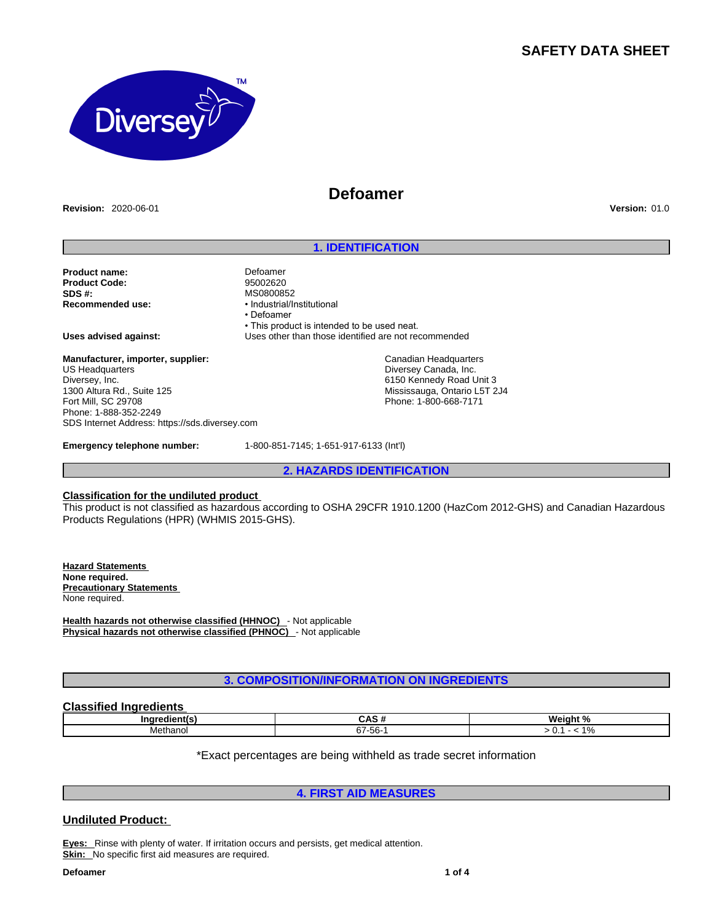# SAFETY DATA SHEET

Diversey™

# Defoamer

**Revision:** 2020-06-01 **Version:** 01.0

## 1. IDENTIFICATION

**Product name:** Defoamer
**Product Code:** 95002620
**SDS #:** MS0800852
**Recommended use:**
- Industrial/Institutional
- Defoamer
- This product is intended to be used neat.

**Uses advised against:** Uses other than those identified are not recommended

**Manufacturer, importer, supplier:**
US Headquarters
Diversey, Inc.
1300 Altura Rd., Suite 125
Fort Mill, SC 29708
Phone: 1-888-352-2249
SDS Internet Address: https://sds.diversey.com

Canadian Headquarters
Diversey Canada, Inc.
6150 Kennedy Road Unit 3
Mississauga, Ontario L5T 2J4
Phone: 1-800-668-7171

**Emergency telephone number:** 1-800-851-7145; 1-651-917-6133 (Int'l)

## 2. HAZARDS IDENTIFICATION

**Classification for the undiluted product**

This product is not classified as hazardous according to OSHA 29CFR 1910.1200 (HazCom 2012-GHS) and Canadian Hazardous Products Regulations (HPR) (WHMIS 2015-GHS).

**Hazard Statements**
**None required.**
**Precautionary Statements**
None required.

**Health hazards not otherwise classified (HHNOC)** - Not applicable
**Physical hazards not otherwise classified (PHNOC)** - Not applicable

## 3. COMPOSITION/INFORMATION ON INGREDIENTS

**Classified Ingredients**

| Ingredient(s) | CAS # | Weight % |
| --- | --- | --- |
| Methanol | 67-56-1 | > 0.1 - < 1% |

*Exact percentages are being withheld as trade secret information

## 4. FIRST AID MEASURES

**Undiluted Product:**

**Eyes:** Rinse with plenty of water. If irritation occurs and persists, get medical attention.
**Skin:** No specific first aid measures are required.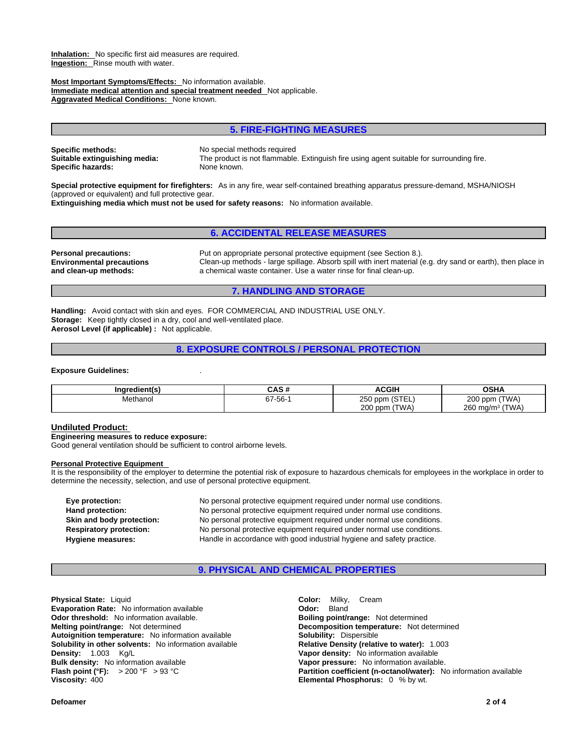**Inhalation:** No specific first aid measures are required.
**Ingestion:** Rinse mouth with water.

**Most Important Symptoms/Effects:** No information available.
**Immediate medical attention and special treatment needed** Not applicable.
**Aggravated Medical Conditions:** None known.

## 5. FIRE-FIGHTING MEASURES

**Specific methods:** No special methods required
**Suitable extinguishing media:** The product is not flammable. Extinguish fire using agent suitable for surrounding fire.
**Specific hazards:** None known.

**Special protective equipment for firefighters:** As in any fire, wear self-contained breathing apparatus pressure-demand, MSHA/NIOSH (approved or equivalent) and full protective gear.
**Extinguishing media which must not be used for safety reasons:** No information available.

## 6. ACCIDENTAL RELEASE MEASURES

**Personal precautions:** Put on appropriate personal protective equipment (see Section 8.).
**Environmental precautions and clean-up methods:** Clean-up methods - large spillage. Absorb spill with inert material (e.g. dry sand or earth), then place in a chemical waste container. Use a water rinse for final clean-up.

## 7. HANDLING AND STORAGE

**Handling:** Avoid contact with skin and eyes. FOR COMMERCIAL AND INDUSTRIAL USE ONLY.
**Storage:** Keep tightly closed in a dry, cool and well-ventilated place.
**Aerosol Level (if applicable) :** Not applicable.

## 8. EXPOSURE CONTROLS / PERSONAL PROTECTION

**Exposure Guidelines:** .

| Ingredient(s) | CAS # | ACGIH | OSHA |
|---|---|---|---|
| Methanol | 67-56-1 | 250 ppm (STEL)<br>200 ppm (TWA) | 200 ppm (TWA)<br>260 mg/m³ (TWA) |

### Undiluted Product:

**Engineering measures to reduce exposure:**
Good general ventilation should be sufficient to control airborne levels.

**Personal Protective Equipment**
It is the responsibility of the employer to determine the potential risk of exposure to hazardous chemicals for employees in the workplace in order to determine the necessity, selection, and use of personal protective equipment.

**Eye protection:** No personal protective equipment required under normal use conditions.
**Hand protection:** No personal protective equipment required under normal use conditions.
**Skin and body protection:** No personal protective equipment required under normal use conditions.
**Respiratory protection:** No personal protective equipment required under normal use conditions.
**Hygiene measures:** Handle in accordance with good industrial hygiene and safety practice.

## 9. PHYSICAL AND CHEMICAL PROPERTIES

**Physical State:** Liquid
**Evaporation Rate:** No information available
**Odor threshold:** No information available.
**Melting point/range:** Not determined
**Autoignition temperature:** No information available
**Solubility in other solvents:** No information available
**Density:** 1.003 Kg/L
**Bulk density:** No information available
**Flash point (°F):** > 200 °F > 93 °C
**Viscosity:** 400

**Color:** Milky, Cream
**Odor:** Bland
**Boiling point/range:** Not determined
**Decomposition temperature:** Not determined
**Solubility:** Dispersible
**Relative Density (relative to water):** 1.003
**Vapor density:** No information available
**Vapor pressure:** No information available.
**Partition coefficient (n-octanol/water):** No information available
**Elemental Phosphorus:** 0 % by wt.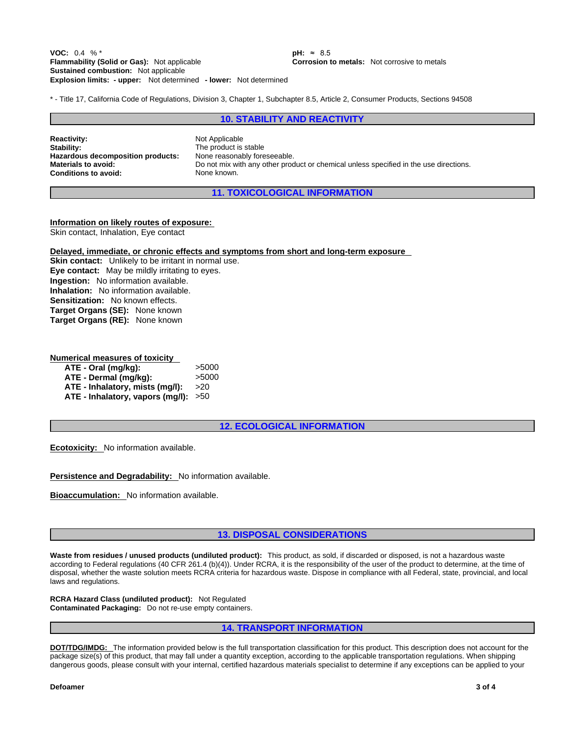**VOC:** 0.4 % *
**Flammability (Solid or Gas):** Not applicable
**Sustained combustion:** Not applicable
**Explosion limits: - upper:** Not determined **- lower:** Not determined

**pH:** ≈ 8.5
**Corrosion to metals:** Not corrosive to metals

* - Title 17, California Code of Regulations, Division 3, Chapter 1, Subchapter 8.5, Article 2, Consumer Products, Sections 94508

## 10. STABILITY AND REACTIVITY

**Reactivity:** Not Applicable
**Stability:** The product is stable
**Hazardous decomposition products:** None reasonably foreseeable.
**Materials to avoid:** Do not mix with any other product or chemical unless specified in the use directions.
**Conditions to avoid:** None known.

## 11. TOXICOLOGICAL INFORMATION

**Information on likely routes of exposure:**
Skin contact, Inhalation, Eye contact

**Delayed, immediate, or chronic effects and symptoms from short and long-term exposure**
**Skin contact:** Unlikely to be irritant in normal use.
**Eye contact:** May be mildly irritating to eyes.
**Ingestion:** No information available.
**Inhalation:** No information available.
**Sensitization:** No known effects.
**Target Organs (SE):** None known
**Target Organs (RE):** None known

**Numerical measures of toxicity**

| | |
|---|---|
| **ATE - Oral (mg/kg):** | >5000 |
| **ATE - Dermal (mg/kg):** | >5000 |
| **ATE - Inhalatory, mists (mg/l):** | >20 |
| **ATE - Inhalatory, vapors (mg/l):** | >50 |

## 12. ECOLOGICAL INFORMATION

**Ecotoxicity:** No information available.

**Persistence and Degradability:** No information available.

**Bioaccumulation:** No information available.

## 13. DISPOSAL CONSIDERATIONS

**Waste from residues / unused products (undiluted product):** This product, as sold, if discarded or disposed, is not a hazardous waste according to Federal regulations (40 CFR 261.4 (b)(4)). Under RCRA, it is the responsibility of the user of the product to determine, at the time of disposal, whether the waste solution meets RCRA criteria for hazardous waste. Dispose in compliance with all Federal, state, provincial, and local laws and regulations.

**RCRA Hazard Class (undiluted product):** Not Regulated
**Contaminated Packaging:** Do not re-use empty containers.

## 14. TRANSPORT INFORMATION

**DOT/TDG/IMDG:** The information provided below is the full transportation classification for this product. This description does not account for the package size(s) of this product, that may fall under a quantity exception, according to the applicable transportation regulations. When shipping dangerous goods, please consult with your internal, certified hazardous materials specialist to determine if any exceptions can be applied to your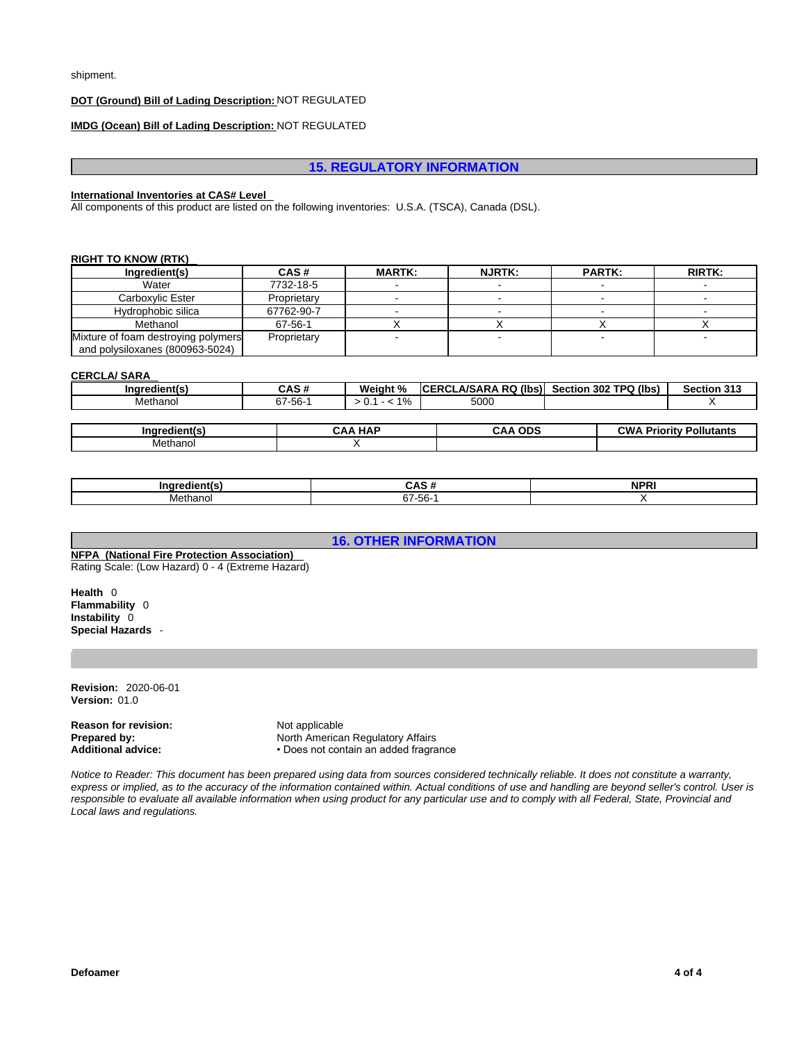shipment.

**DOT (Ground) Bill of Lading Description:** NOT REGULATED

**IMDG (Ocean) Bill of Lading Description:** NOT REGULATED

## 15. REGULATORY INFORMATION

**International Inventories at CAS# Level**

All components of this product are listed on the following inventories: U.S.A. (TSCA), Canada (DSL).

**RIGHT TO KNOW (RTK)**

| Ingredient(s) | CAS # | MARTK: | NJRTK: | PARTK: | RIRTK: |
|---|---|---|---|---|---|
| Water | 7732-18-5 | - | - | - | - |
| Carboxylic Ester | Proprietary | - | - | - | - |
| Hydrophobic silica | 67762-90-7 | - | - | - | - |
| Methanol | 67-56-1 | X | X | X | X |
| Mixture of foam destroying polymers and polysiloxanes (800963-5024) | Proprietary | - | - | - | - |

**CERCLA/ SARA**

| Ingredient(s) | CAS # | Weight % | CERCLA/SARA RQ (lbs) | Section 302 TPQ (lbs) | Section 313 |
|---|---|---|---|---|---|
| Methanol | 67-56-1 | > 0.1 - < 1% | 5000 | | X |

| Ingredient(s) | CAA HAP | CAA ODS | CWA Priority Pollutants |
|---|---|---|---|
| Methanol | X | | |

| Ingredient(s) | CAS # | NPRI |
|---|---|---|
| Methanol | 67-56-1 | X |

## 16. OTHER INFORMATION

**NFPA (National Fire Protection Association)**

Rating Scale: (Low Hazard) 0 - 4 (Extreme Hazard)

**Health** 0
**Flammability** 0
**Instability** 0
**Special Hazards** -

**Revision:** 2020-06-01
**Version:** 01.0

**Reason for revision:** Not applicable
**Prepared by:** North American Regulatory Affairs
**Additional advice:** • Does not contain an added fragrance

*Notice to Reader: This document has been prepared using data from sources considered technically reliable. It does not constitute a warranty, express or implied, as to the accuracy of the information contained within. Actual conditions of use and handling are beyond seller's control. User is responsible to evaluate all available information when using product for any particular use and to comply with all Federal, State, Provincial and Local laws and regulations.*